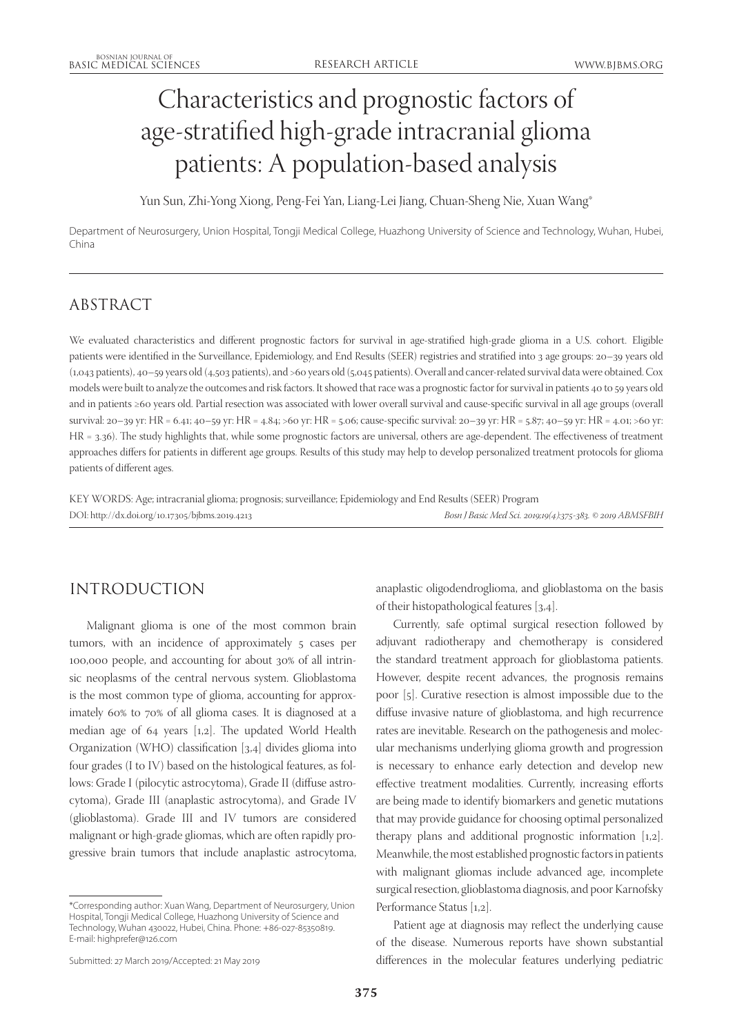# Characteristics and prognostic factors of age-stratified high-grade intracranial glioma patients: A population-based analysis

Yun Sun, Zhi-Yong Xiong, Peng-Fei Yan, Liang-Lei Jiang, Chuan-Sheng Nie, Xuan Wang*

Department of Neurosurgery, Union Hospital, Tongji Medical College, Huazhong University of Science and Technology, Wuhan, Hubei, China

## ABSTRACT

We evaluated characteristics and different prognostic factors for survival in age-stratified high-grade glioma in a U.S. cohort. Eligible patients were identified in the Surveillance, Epidemiology, and End Results (SEER) registries and stratified into 3 age groups: 20–39 years old (1,043 patients), 40–59 years old (4,503 patients), and >60 years old (5,045 patients). Overall and cancer-related survival data were obtained. Cox models were built to analyze the outcomes and risk factors. It showed that race was a prognostic factor for survival in patients 40 to 59 years old and in patients ≥60 years old. Partial resection was associated with lower overall survival and cause-specific survival in all age groups (overall survival: 20–39 yr: HR = 6.41; 40–59 yr: HR = 4.84; >60 yr: HR = 5.06; cause-specific survival: 20–39 yr: HR = 5.87; 40–59 yr: HR = 4.01; >60 yr: HR = 3.36). The study highlights that, while some prognostic factors are universal, others are age-dependent. The effectiveness of treatment approaches differs for patients in different age groups. Results of this study may help to develop personalized treatment protocols for glioma patients of different ages.

KEY WORDS: Age; intracranial glioma; prognosis; surveillance; Epidemiology and End Results (SEER) Program

DOI: http://dx.doi.org/10.17305/bjbms.2019.4213

*Bosn J Basic Med Sci. 2019;19(4):375-383. © 2019 ABMSFBIH*

## INTRODUCTION

Malignant glioma is one of the most common brain tumors, with an incidence of approximately 5 cases per 100,000 people, and accounting for about 30% of all intrinsic neoplasms of the central nervous system. Glioblastoma is the most common type of glioma, accounting for approximately 60% to 70% of all glioma cases. It is diagnosed at a median age of 64 years [1,2]. The updated World Health Organization (WHO) classification [3,4] divides glioma into four grades (I to IV) based on the histological features, as follows: Grade I (pilocytic astrocytoma), Grade II (diffuse astrocytoma), Grade III (anaplastic astrocytoma), and Grade IV (glioblastoma). Grade III and IV tumors are considered malignant or high-grade gliomas, which are often rapidly progressive brain tumors that include anaplastic astrocytoma, anaplastic oligodendroglioma, and glioblastoma on the basis of their histopathological features [3,4].

Currently, safe optimal surgical resection followed by adjuvant radiotherapy and chemotherapy is considered the standard treatment approach for glioblastoma patients. However, despite recent advances, the prognosis remains poor [5]. Curative resection is almost impossible due to the diffuse invasive nature of glioblastoma, and high recurrence rates are inevitable. Research on the pathogenesis and molecular mechanisms underlying glioma growth and progression is necessary to enhance early detection and develop new effective treatment modalities. Currently, increasing efforts are being made to identify biomarkers and genetic mutations that may provide guidance for choosing optimal personalized therapy plans and additional prognostic information [1,2]. Meanwhile, the most established prognostic factors in patients with malignant gliomas include advanced age, incomplete surgical resection, glioblastoma diagnosis, and poor Karnofsky Performance Status [1,2].

Patient age at diagnosis may reflect the underlying cause of the disease. Numerous reports have shown substantial differences in the molecular features underlying pediatric

*Corresponding author: Xuan Wang, Department of Neurosurgery, Union Hospital, Tongji Medical College, Huazhong University of Science and Technology, Wuhan 430022, Hubei, China. Phone: +86-027-85350819. E-mail: highprefer@126.com

Submitted: 27 March 2019/Accepted: 21 May 2019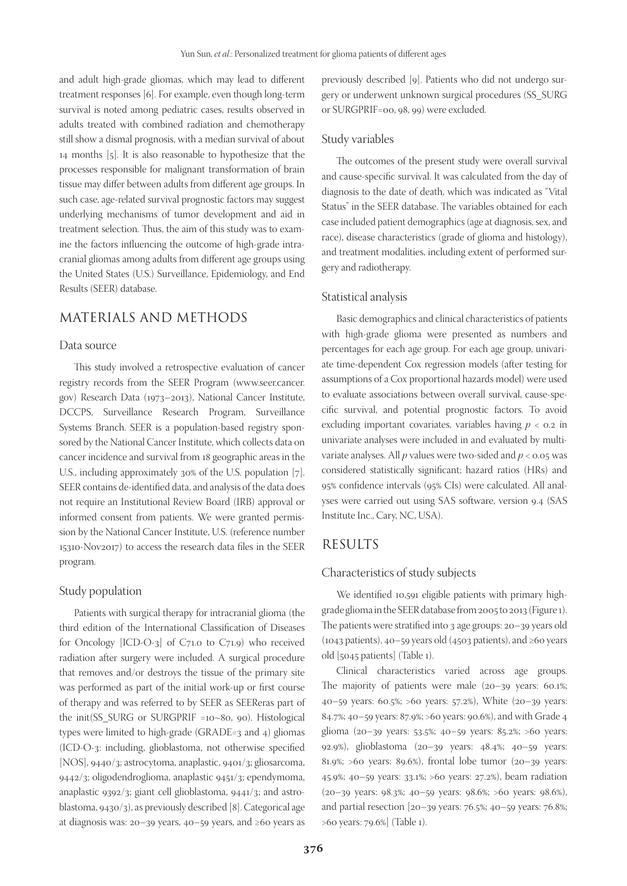and adult high-grade gliomas, which may lead to different treatment responses [6]. For example, even though long-term survival is noted among pediatric cases, results observed in adults treated with combined radiation and chemotherapy still show a dismal prognosis, with a median survival of about 14 months [5]. It is also reasonable to hypothesize that the processes responsible for malignant transformation of brain tissue may differ between adults from different age groups. In such case, age-related survival prognostic factors may suggest underlying mechanisms of tumor development and aid in treatment selection. Thus, the aim of this study was to examine the factors influencing the outcome of high-grade intracranial gliomas among adults from different age groups using the United States (U.S.) Surveillance, Epidemiology, and End Results (SEER) database.

## MATERIALS AND METHODS

### Data source

This study involved a retrospective evaluation of cancer registry records from the SEER Program (www.seer.cancer.gov) Research Data (1973–2013), National Cancer Institute, DCCPS, Surveillance Research Program, Surveillance Systems Branch. SEER is a population-based registry sponsored by the National Cancer Institute, which collects data on cancer incidence and survival from 18 geographic areas in the U.S., including approximately 30% of the U.S. population [7]. SEER contains de-identified data, and analysis of the data does not require an Institutional Review Board (IRB) approval or informed consent from patients. We were granted permission by the National Cancer Institute, U.S. (reference number 15310-Nov2017) to access the research data files in the SEER program.

### Study population

Patients with surgical therapy for intracranial glioma (the third edition of the International Classification of Diseases for Oncology [ICD-O-3] of C71.0 to C71.9) who received radiation after surgery were included. A surgical procedure that removes and/or destroys the tissue of the primary site was performed as part of the initial work-up or first course of therapy and was referred to by SEER as SEEReras part of the init(SS_SURG or SURGPRIF =10~80, 90). Histological types were limited to high-grade (GRADE=3 and 4) gliomas (ICD-O-3: including, glioblastoma, not otherwise specified [NOS], 9440/3; astrocytoma, anaplastic, 9401/3; gliosarcoma, 9442/3; oligodendroglioma, anaplastic 9451/3; ependymoma, anaplastic 9392/3; giant cell glioblastoma, 9441/3; and astroblastoma, 9430/3), as previously described [8]. Categorical age at diagnosis was: 20–39 years, 40–59 years, and ≥60 years as previously described [9]. Patients who did not undergo surgery or underwent unknown surgical procedures (SS_SURG or SURGPRIF=00, 98, 99) were excluded.

### Study variables

The outcomes of the present study were overall survival and cause-specific survival. It was calculated from the day of diagnosis to the date of death, which was indicated as "Vital Status" in the SEER database. The variables obtained for each case included patient demographics (age at diagnosis, sex, and race), disease characteristics (grade of glioma and histology), and treatment modalities, including extent of performed surgery and radiotherapy.

### Statistical analysis

Basic demographics and clinical characteristics of patients with high-grade glioma were presented as numbers and percentages for each age group. For each age group, univariate time-dependent Cox regression models (after testing for assumptions of a Cox proportional hazards model) were used to evaluate associations between overall survival, cause-specific survival, and potential prognostic factors. To avoid excluding important covariates, variables having $p < 0.2$ in univariate analyses were included in and evaluated by multivariate analyses. All $p$ values were two-sided and $p < 0.05$ was considered statistically significant; hazard ratios (HRs) and 95% confidence intervals (95% CIs) were calculated. All analyses were carried out using SAS software, version 9.4 (SAS Institute Inc., Cary, NC, USA).

## RESULTS

### Characteristics of study subjects

We identified 10,591 eligible patients with primary high-grade glioma in the SEER database from 2005 to 2013 (Figure 1). The patients were stratified into 3 age groups: 20–39 years old (1043 patients), 40–59 years old (4503 patients), and ≥60 years old [5045 patients] (Table 1).

Clinical characteristics varied across age groups. The majority of patients were male (20–39 years: 60.1%; 40–59 years: 60.5%; >60 years: 57.2%), White (20–39 years: 84.7%; 40–59 years: 87.9%; >60 years: 90.6%), and with Grade 4 glioma (20–39 years: 53.5%; 40–59 years: 85.2%; >60 years: 92.9%), glioblastoma (20–39 years: 48.4%; 40–59 years: 81.9%; >60 years: 89.6%), frontal lobe tumor (20–39 years: 45.9%; 40–59 years: 33.1%; >60 years: 27.2%), beam radiation (20–39 years: 98.3%; 40–59 years: 98.6%; >60 years: 98.6%), and partial resection [20–39 years: 76.5%; 40–59 years: 76.8%; >60 years: 79.6%] (Table 1).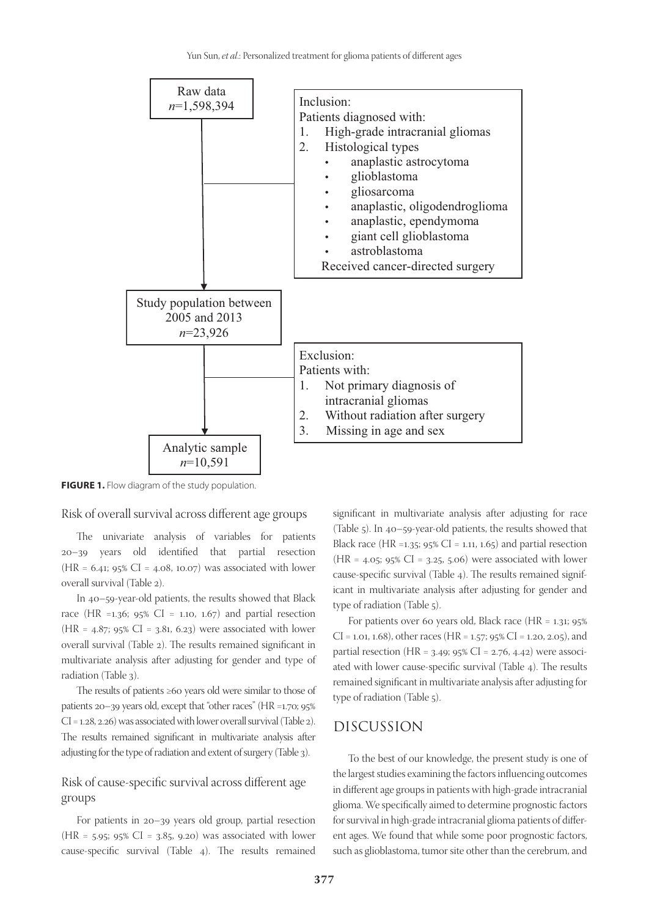Raw data
$n$=1,598,394

Inclusion:
Patients diagnosed with:
1. High-grade intracranial gliomas
2. Histological types
   - anaplastic astrocytoma
   - glioblastoma
   - gliosarcoma
   - anaplastic, oligodendroglioma
   - anaplastic, ependymoma
   - giant cell glioblastoma
   - astroblastoma

Received cancer-directed surgery

Study population between 2005 and 2013
$n$=23,926

Exclusion:
Patients with:
1. Not primary diagnosis of intracranial gliomas
2. Without radiation after surgery
3. Missing in age and sex

Analytic sample
$n$=10,591

**FIGURE 1.** Flow diagram of the study population.

## Risk of overall survival across different age groups

The univariate analysis of variables for patients 20–39 years old identified that partial resection (HR = 6.41; 95% CI = 4.08, 10.07) was associated with lower overall survival (Table 2).

In 40–59-year-old patients, the results showed that Black race (HR =1.36; 95% CI = 1.10, 1.67) and partial resection (HR = 4.87; 95% CI = 3.81, 6.23) were associated with lower overall survival (Table 2). The results remained significant in multivariate analysis after adjusting for gender and type of radiation (Table 3).

The results of patients ≥60 years old were similar to those of patients 20–39 years old, except that "other races" (HR =1.70; 95% CI = 1.28, 2.26) was associated with lower overall survival (Table 2). The results remained significant in multivariate analysis after adjusting for the type of radiation and extent of surgery (Table 3).

## Risk of cause-specific survival across different age groups

For patients in 20–39 years old group, partial resection (HR = 5.95; 95% CI = 3.85, 9.20) was associated with lower cause-specific survival (Table 4). The results remained significant in multivariate analysis after adjusting for race (Table 5). In 40–59-year-old patients, the results showed that Black race (HR =1.35; 95% CI = 1.11, 1.65) and partial resection (HR = 4.05; 95% CI = 3.25, 5.06) were associated with lower cause-specific survival (Table 4). The results remained significant in multivariate analysis after adjusting for gender and type of radiation (Table 5).

For patients over 60 years old, Black race (HR = 1.31; 95% CI = 1.01, 1.68), other races (HR = 1.57; 95% CI = 1.20, 2.05), and partial resection (HR = 3.49; 95% CI = 2.76, 4.42) were associated with lower cause-specific survival (Table 4). The results remained significant in multivariate analysis after adjusting for type of radiation (Table 5).

# DISCUSSION

To the best of our knowledge, the present study is one of the largest studies examining the factors influencing outcomes in different age groups in patients with high-grade intracranial glioma. We specifically aimed to determine prognostic factors for survival in high-grade intracranial glioma patients of different ages. We found that while some poor prognostic factors, such as glioblastoma, tumor site other than the cerebrum, and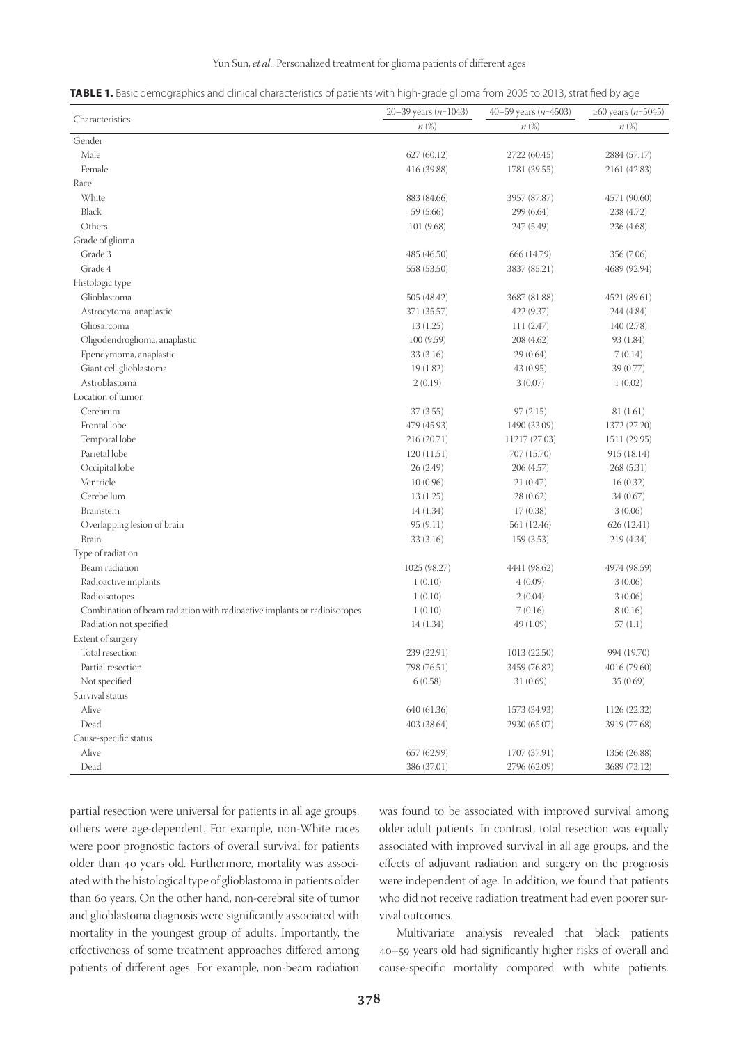**TABLE 1.** Basic demographics and clinical characteristics of patients with high-grade glioma from 2005 to 2013, stratified by age

| Characteristics | 20–39 years (*n*=1043) | 40–59 years (*n*=4503) | ≥60 years (*n*=5045) |
|---|---|---|---|
| | *n* (%) | *n* (%) | *n* (%) |
| Gender | | | |
| Male | 627 (60.12) | 2722 (60.45) | 2884 (57.17) |
| Female | 416 (39.88) | 1781 (39.55) | 2161 (42.83) |
| Race | | | |
| White | 883 (84.66) | 3957 (87.87) | 4571 (90.60) |
| Black | 59 (5.66) | 299 (6.64) | 238 (4.72) |
| Others | 101 (9.68) | 247 (5.49) | 236 (4.68) |
| Grade of glioma | | | |
| Grade 3 | 485 (46.50) | 666 (14.79) | 356 (7.06) |
| Grade 4 | 558 (53.50) | 3837 (85.21) | 4689 (92.94) |
| Histologic type | | | |
| Glioblastoma | 505 (48.42) | 3687 (81.88) | 4521 (89.61) |
| Astrocytoma, anaplastic | 371 (35.57) | 422 (9.37) | 244 (4.84) |
| Gliosarcoma | 13 (1.25) | 111 (2.47) | 140 (2.78) |
| Oligodendroglioma, anaplastic | 100 (9.59) | 208 (4.62) | 93 (1.84) |
| Ependymoma, anaplastic | 33 (3.16) | 29 (0.64) | 7 (0.14) |
| Giant cell glioblastoma | 19 (1.82) | 43 (0.95) | 39 (0.77) |
| Astroblastoma | 2 (0.19) | 3 (0.07) | 1 (0.02) |
| Location of tumor | | | |
| Cerebrum | 37 (3.55) | 97 (2.15) | 81 (1.61) |
| Frontal lobe | 479 (45.93) | 1490 (33.09) | 1372 (27.20) |
| Temporal lobe | 216 (20.71) | 11217 (27.03) | 1511 (29.95) |
| Parietal lobe | 120 (11.51) | 707 (15.70) | 915 (18.14) |
| Occipital lobe | 26 (2.49) | 206 (4.57) | 268 (5.31) |
| Ventricle | 10 (0.96) | 21 (0.47) | 16 (0.32) |
| Cerebellum | 13 (1.25) | 28 (0.62) | 34 (0.67) |
| Brainstem | 14 (1.34) | 17 (0.38) | 3 (0.06) |
| Overlapping lesion of brain | 95 (9.11) | 561 (12.46) | 626 (12.41) |
| Brain | 33 (3.16) | 159 (3.53) | 219 (4.34) |
| Type of radiation | | | |
| Beam radiation | 1025 (98.27) | 4441 (98.62) | 4974 (98.59) |
| Radioactive implants | 1 (0.10) | 4 (0.09) | 3 (0.06) |
| Radioisotopes | 1 (0.10) | 2 (0.04) | 3 (0.06) |
| Combination of beam radiation with radioactive implants or radioisotopes | 1 (0.10) | 7 (0.16) | 8 (0.16) |
| Radiation not specified | 14 (1.34) | 49 (1.09) | 57 (1.1) |
| Extent of surgery | | | |
| Total resection | 239 (22.91) | 1013 (22.50) | 994 (19.70) |
| Partial resection | 798 (76.51) | 3459 (76.82) | 4016 (79.60) |
| Not specified | 6 (0.58) | 31 (0.69) | 35 (0.69) |
| Survival status | | | |
| Alive | 640 (61.36) | 1573 (34.93) | 1126 (22.32) |
| Dead | 403 (38.64) | 2930 (65.07) | 3919 (77.68) |
| Cause-specific status | | | |
| Alive | 657 (62.99) | 1707 (37.91) | 1356 (26.88) |
| Dead | 386 (37.01) | 2796 (62.09) | 3689 (73.12) |

partial resection were universal for patients in all age groups, others were age-dependent. For example, non-White races were poor prognostic factors of overall survival for patients older than 40 years old. Furthermore, mortality was associated with the histological type of glioblastoma in patients older than 60 years. On the other hand, non-cerebral site of tumor and glioblastoma diagnosis were significantly associated with mortality in the youngest group of adults. Importantly, the effectiveness of some treatment approaches differed among patients of different ages. For example, non-beam radiation was found to be associated with improved survival among older adult patients. In contrast, total resection was equally associated with improved survival in all age groups, and the effects of adjuvant radiation and surgery on the prognosis were independent of age. In addition, we found that patients who did not receive radiation treatment had even poorer survival outcomes.

Multivariate analysis revealed that black patients 40–59 years old had significantly higher risks of overall and cause-specific mortality compared with white patients.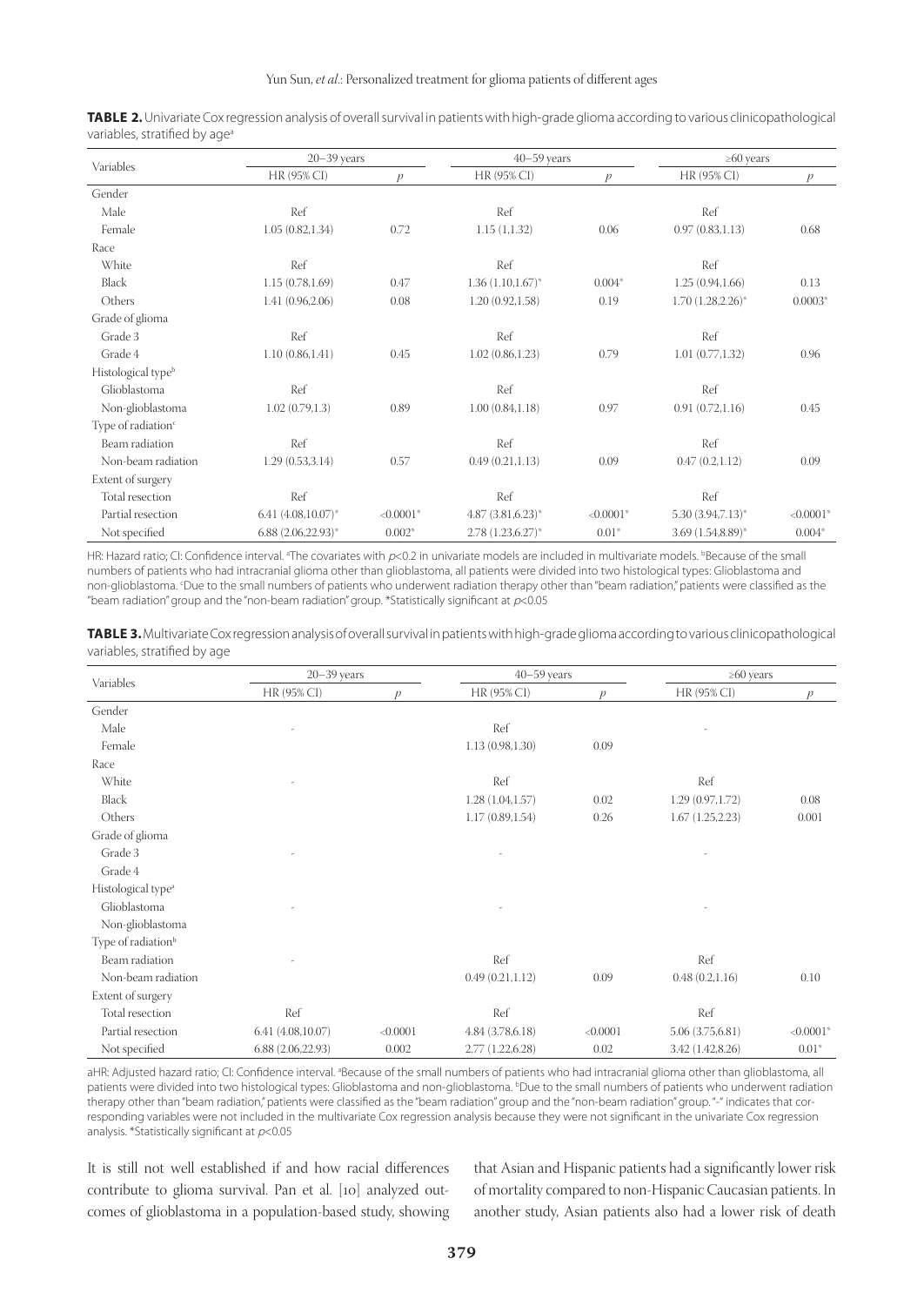**TABLE 2.** Univariate Cox regression analysis of overall survival in patients with high-grade glioma according to various clinicopathological variables, stratified by age[a]

| Variables | 20–39 years | | 40–59 years | | ≥60 years | |
|---|---|---|---|---|---|---|
| | HR (95% CI) | $p$ | HR (95% CI) | $p$ | HR (95% CI) | $p$ |
| Gender | | | | | | |
| Male | Ref | | Ref | | Ref | |
| Female | 1.05 (0.82,1.34) | 0.72 | 1.15 (1,1.32) | 0.06 | 0.97 (0.83,1.13) | 0.68 |
| Race | | | | | | |
| White | Ref | | Ref | | Ref | |
| Black | 1.15 (0.78,1.69) | 0.47 | 1.36 (1.10,1.67)* | 0.004* | 1.25 (0.94,1.66) | 0.13 |
| Others | 1.41 (0.96,2.06) | 0.08 | 1.20 (0.92,1.58) | 0.19 | 1.70 (1.28,2.26)* | 0.0003* |
| Grade of glioma | | | | | | |
| Grade 3 | Ref | | Ref | | Ref | |
| Grade 4 | 1.10 (0.86,1.41) | 0.45 | 1.02 (0.86,1.23) | 0.79 | 1.01 (0.77,1.32) | 0.96 |
| Histological type[b] | | | | | | |
| Glioblastoma | Ref | | Ref | | Ref | |
| Non-glioblastoma | 1.02 (0.79,1.3) | 0.89 | 1.00 (0.84,1.18) | 0.97 | 0.91 (0.72,1.16) | 0.45 |
| Type of radiation[c] | | | | | | |
| Beam radiation | Ref | | Ref | | Ref | |
| Non-beam radiation | 1.29 (0.53,3.14) | 0.57 | 0.49 (0.21,1.13) | 0.09 | 0.47 (0.2,1.12) | 0.09 |
| Extent of surgery | | | | | | |
| Total resection | Ref | | Ref | | Ref | |
| Partial resection | 6.41 (4.08,10.07)* | <0.0001* | 4.87 (3.81,6.23)* | <0.0001* | 5.30 (3.94,7.13)* | <0.0001* |
| Not specified | 6.88 (2.06,22.93)* | 0.002* | 2.78 (1.23,6.27)* | 0.01* | 3.69 (1.54,8.89)* | 0.004* |

HR: Hazard ratio; CI: Confidence interval. [a]The covariates with $p<0.2$ in univariate models are included in multivariate models. [b]Because of the small numbers of patients who had intracranial glioma other than glioblastoma, all patients were divided into two histological types: Glioblastoma and non-glioblastoma. [c]Due to the small numbers of patients who underwent radiation therapy other than "beam radiation," patients were classified as the "beam radiation" group and the "non-beam radiation" group. *Statistically significant at $p<0.05$

**TABLE 3.** Multivariate Cox regression analysis of overall survival in patients with high-grade glioma according to various clinicopathological variables, stratified by age

| Variables | 20–39 years | | 40–59 years | | ≥60 years | |
|---|---|---|---|---|---|---|
| | HR (95% CI) | $p$ | HR (95% CI) | $p$ | HR (95% CI) | $p$ |
| Gender | | | | | | |
| Male | - | | Ref | | - | |
| Female | | | 1.13 (0.98,1.30) | 0.09 | | |
| Race | | | | | | |
| White | - | | Ref | | Ref | |
| Black | | | 1.28 (1.04,1.57) | 0.02 | 1.29 (0.97,1.72) | 0.08 |
| Others | | | 1.17 (0.89,1.54) | 0.26 | 1.67 (1.25,2.23) | 0.001 |
| Grade of glioma | | | | | | |
| Grade 3 | - | | - | | - | |
| Grade 4 | | | | | | |
| Histological type[a] | | | | | | |
| Glioblastoma | - | | - | | - | |
| Non-glioblastoma | | | | | | |
| Type of radiation[b] | | | | | | |
| Beam radiation | - | | Ref | | Ref | |
| Non-beam radiation | | | 0.49 (0.21,1.12) | 0.09 | 0.48 (0.2,1.16) | 0.10 |
| Extent of surgery | | | | | | |
| Total resection | Ref | | Ref | | Ref | |
| Partial resection | 6.41 (4.08,10.07) | <0.0001 | 4.84 (3.78,6.18) | <0.0001 | 5.06 (3.75,6.81) | <0.0001* |
| Not specified | 6.88 (2.06,22.93) | 0.002 | 2.77 (1.22,6.28) | 0.02 | 3.42 (1.42,8.26) | 0.01* |

aHR: Adjusted hazard ratio; CI: Confidence interval. [a]Because of the small numbers of patients who had intracranial glioma other than glioblastoma, all patients were divided into two histological types: Glioblastoma and non-glioblastoma. [b]Due to the small numbers of patients who underwent radiation therapy other than "beam radiation," patients were classified as the "beam radiation" group and the "non-beam radiation" group. "-" indicates that corresponding variables were not included in the multivariate Cox regression analysis because they were not significant in the univariate Cox regression analysis. *Statistically significant at $p<0.05$

It is still not well established if and how racial differences contribute to glioma survival. Pan et al. [10] analyzed outcomes of glioblastoma in a population-based study, showing that Asian and Hispanic patients had a significantly lower risk of mortality compared to non-Hispanic Caucasian patients. In another study, Asian patients also had a lower risk of death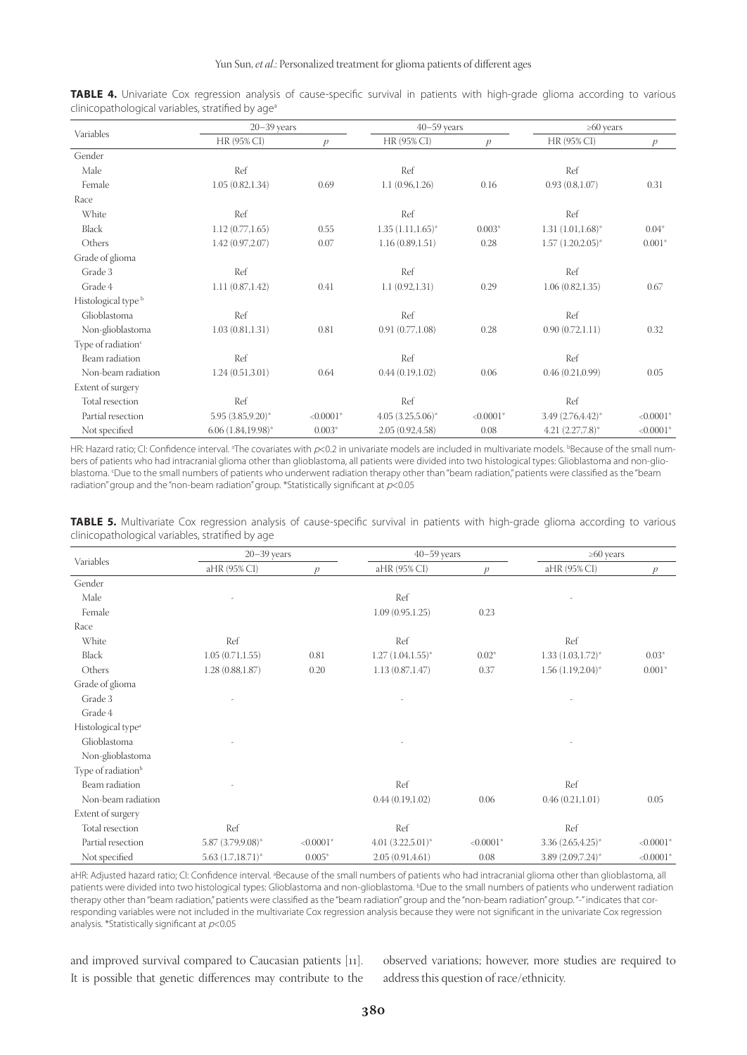**TABLE 4.** Univariate Cox regression analysis of cause-specific survival in patients with high-grade glioma according to various clinicopathological variables, stratified by age[a]

| Variables | 20–39 years | | 40–59 years | | ≥60 years | |
|---|---|---|---|---|---|---|
| | HR (95% CI) | $p$ | HR (95% CI) | $p$ | HR (95% CI) | $p$ |
| Gender | | | | | | |
| Male | Ref | | Ref | | Ref | |
| Female | 1.05 (0.82,1.34) | 0.69 | 1.1 (0.96,1.26) | 0.16 | 0.93 (0.8,1.07) | 0.31 |
| Race | | | | | | |
| White | Ref | | Ref | | Ref | |
| Black | 1.12 (0.77,1.65) | 0.55 | 1.35 (1.11,1.65)* | 0.003* | 1.31 (1.01,1.68)* | 0.04* |
| Others | 1.42 (0.97,2.07) | 0.07 | 1.16 (0.89,1.51) | 0.28 | 1.57 (1.20,2.05)* | 0.001* |
| Grade of glioma | | | | | | |
| Grade 3 | Ref | | Ref | | Ref | |
| Grade 4 | 1.11 (0.87,1.42) | 0.41 | 1.1 (0.92,1.31) | 0.29 | 1.06 (0.82,1.35) | 0.67 |
| Histological type[b] | | | | | | |
| Glioblastoma | Ref | | Ref | | Ref | |
| Non-glioblastoma | 1.03 (0.81,1.31) | 0.81 | 0.91 (0.77,1.08) | 0.28 | 0.90 (0.72,1.11) | 0.32 |
| Type of radiation[c] | | | | | | |
| Beam radiation | Ref | | Ref | | Ref | |
| Non-beam radiation | 1.24 (0.51,3.01) | 0.64 | 0.44 (0.19,1.02) | 0.06 | 0.46 (0.21,0.99) | 0.05 |
| Extent of surgery | | | | | | |
| Total resection | Ref | | Ref | | Ref | |
| Partial resection | 5.95 (3.85,9.20)* | <0.0001* | 4.05 (3.25,5.06)* | <0.0001* | 3.49 (2.76,4.42)* | <0.0001* |
| Not specified | 6.06 (1.84,19.98)* | 0.003* | 2.05 (0.92,4.58) | 0.08 | 4.21 (2.27,7.8)* | <0.0001* |

HR: Hazard ratio; CI: Confidence interval. [a]The covariates with $p<0.2$ in univariate models are included in multivariate models. [b]Because of the small numbers of patients who had intracranial glioma other than glioblastoma, all patients were divided into two histological types: Glioblastoma and non-glioblastoma. [c]Due to the small numbers of patients who underwent radiation therapy other than "beam radiation," patients were classified as the "beam radiation" group and the "non-beam radiation" group. *Statistically significant at $p<0.05$

**TABLE 5.** Multivariate Cox regression analysis of cause-specific survival in patients with high-grade glioma according to various clinicopathological variables, stratified by age

| Variables | 20–39 years | | 40–59 years | | ≥60 years | |
|---|---|---|---|---|---|---|
| | aHR (95% CI) | $p$ | aHR (95% CI) | $p$ | aHR (95% CI) | $p$ |
| Gender | | | | | | |
| Male | - | | Ref | | - | |
| Female | | | 1.09 (0.95,1.25) | 0.23 | | |
| Race | | | | | | |
| White | Ref | | Ref | | Ref | |
| Black | 1.05 (0.71,1.55) | 0.81 | 1.27 (1.04,1.55)* | 0.02* | 1.33 (1.03,1.72)* | 0.03* |
| Others | 1.28 (0.88,1.87) | 0.20 | 1.13 (0.87,1.47) | 0.37 | 1.56 (1.19,2.04)* | 0.001* |
| Grade of glioma | | | | | | |
| Grade 3 | - | | - | | - | |
| Grade 4 | | | | | | |
| Histological type[a] | | | | | | |
| Glioblastoma | - | | - | | - | |
| Non-glioblastoma | | | | | | |
| Type of radiation[b] | | | | | | |
| Beam radiation | - | | Ref | | Ref | |
| Non-beam radiation | | | 0.44 (0.19,1.02) | 0.06 | 0.46 (0.21,1.01) | 0.05 |
| Extent of surgery | | | | | | |
| Total resection | Ref | | Ref | | Ref | |
| Partial resection | 5.87 (3.79,9.08)* | <0.0001* | 4.01 (3.22,5.01)* | <0.0001* | 3.36 (2.65,4.25)* | <0.0001* |
| Not specified | 5.63 (1.7,18.71)* | 0.005* | 2.05 (0.91,4.61) | 0.08 | 3.89 (2.09,7.24)* | <0.0001* |

aHR: Adjusted hazard ratio; CI: Confidence interval. [a]Because of the small numbers of patients who had intracranial glioma other than glioblastoma, all patients were divided into two histological types: Glioblastoma and non-glioblastoma. [b]Due to the small numbers of patients who underwent radiation therapy other than "beam radiation," patients were classified as the "beam radiation" group and the "non-beam radiation" group. "-" indicates that corresponding variables were not included in the multivariate Cox regression analysis because they were not significant in the univariate Cox regression analysis. *Statistically significant at $p<0.05$

and improved survival compared to Caucasian patients [11]. It is possible that genetic differences may contribute to the observed variations; however, more studies are required to address this question of race/ethnicity.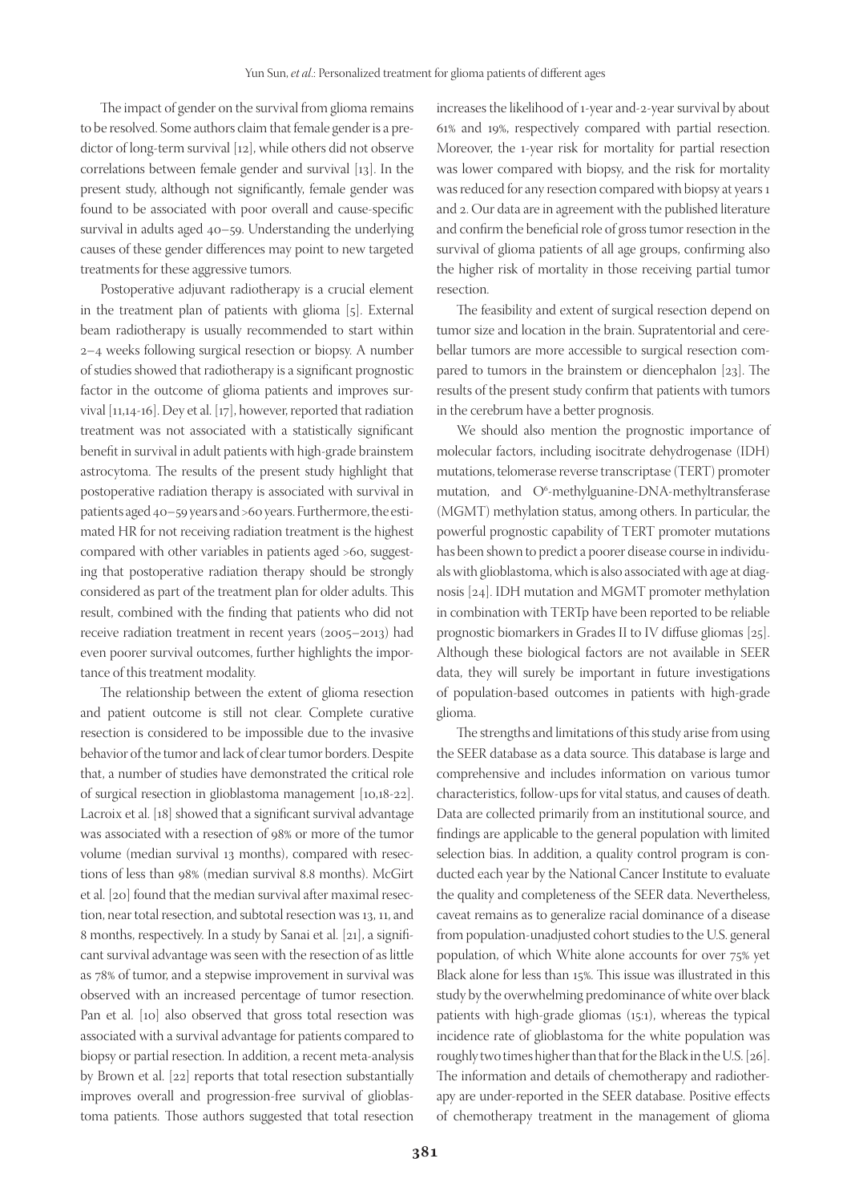The impact of gender on the survival from glioma remains to be resolved. Some authors claim that female gender is a predictor of long-term survival [12], while others did not observe correlations between female gender and survival [13]. In the present study, although not significantly, female gender was found to be associated with poor overall and cause-specific survival in adults aged 40–59. Understanding the underlying causes of these gender differences may point to new targeted treatments for these aggressive tumors.

Postoperative adjuvant radiotherapy is a crucial element in the treatment plan of patients with glioma [5]. External beam radiotherapy is usually recommended to start within 2–4 weeks following surgical resection or biopsy. A number of studies showed that radiotherapy is a significant prognostic factor in the outcome of glioma patients and improves survival [11,14-16]. Dey et al. [17], however, reported that radiation treatment was not associated with a statistically significant benefit in survival in adult patients with high-grade brainstem astrocytoma. The results of the present study highlight that postoperative radiation therapy is associated with survival in patients aged 40–59 years and >60 years. Furthermore, the estimated HR for not receiving radiation treatment is the highest compared with other variables in patients aged >60, suggesting that postoperative radiation therapy should be strongly considered as part of the treatment plan for older adults. This result, combined with the finding that patients who did not receive radiation treatment in recent years (2005–2013) had even poorer survival outcomes, further highlights the importance of this treatment modality.

The relationship between the extent of glioma resection and patient outcome is still not clear. Complete curative resection is considered to be impossible due to the invasive behavior of the tumor and lack of clear tumor borders. Despite that, a number of studies have demonstrated the critical role of surgical resection in glioblastoma management [10,18-22]. Lacroix et al. [18] showed that a significant survival advantage was associated with a resection of 98% or more of the tumor volume (median survival 13 months), compared with resections of less than 98% (median survival 8.8 months). McGirt et al. [20] found that the median survival after maximal resection, near total resection, and subtotal resection was 13, 11, and 8 months, respectively. In a study by Sanai et al. [21], a significant survival advantage was seen with the resection of as little as 78% of tumor, and a stepwise improvement in survival was observed with an increased percentage of tumor resection. Pan et al. [10] also observed that gross total resection was associated with a survival advantage for patients compared to biopsy or partial resection. In addition, a recent meta-analysis by Brown et al. [22] reports that total resection substantially improves overall and progression-free survival of glioblastoma patients. Those authors suggested that total resection increases the likelihood of 1-year and-2-year survival by about 61% and 19%, respectively compared with partial resection. Moreover, the 1-year risk for mortality for partial resection was lower compared with biopsy, and the risk for mortality was reduced for any resection compared with biopsy at years 1 and 2. Our data are in agreement with the published literature and confirm the beneficial role of gross tumor resection in the survival of glioma patients of all age groups, confirming also the higher risk of mortality in those receiving partial tumor resection.

The feasibility and extent of surgical resection depend on tumor size and location in the brain. Supratentorial and cerebellar tumors are more accessible to surgical resection compared to tumors in the brainstem or diencephalon [23]. The results of the present study confirm that patients with tumors in the cerebrum have a better prognosis.

We should also mention the prognostic importance of molecular factors, including isocitrate dehydrogenase (IDH) mutations, telomerase reverse transcriptase (TERT) promoter mutation, and $O^6$-methylguanine-DNA-methyltransferase (MGMT) methylation status, among others. In particular, the powerful prognostic capability of TERT promoter mutations has been shown to predict a poorer disease course in individuals with glioblastoma, which is also associated with age at diagnosis [24]. IDH mutation and MGMT promoter methylation in combination with TERTp have been reported to be reliable prognostic biomarkers in Grades II to IV diffuse gliomas [25]. Although these biological factors are not available in SEER data, they will surely be important in future investigations of population-based outcomes in patients with high-grade glioma.

The strengths and limitations of this study arise from using the SEER database as a data source. This database is large and comprehensive and includes information on various tumor characteristics, follow-ups for vital status, and causes of death. Data are collected primarily from an institutional source, and findings are applicable to the general population with limited selection bias. In addition, a quality control program is conducted each year by the National Cancer Institute to evaluate the quality and completeness of the SEER data. Nevertheless, caveat remains as to generalize racial dominance of a disease from population-unadjusted cohort studies to the U.S. general population, of which White alone accounts for over 75% yet Black alone for less than 15%. This issue was illustrated in this study by the overwhelming predominance of white over black patients with high-grade gliomas (15:1), whereas the typical incidence rate of glioblastoma for the white population was roughly two times higher than that for the Black in the U.S. [26]. The information and details of chemotherapy and radiotherapy are under-reported in the SEER database. Positive effects of chemotherapy treatment in the management of glioma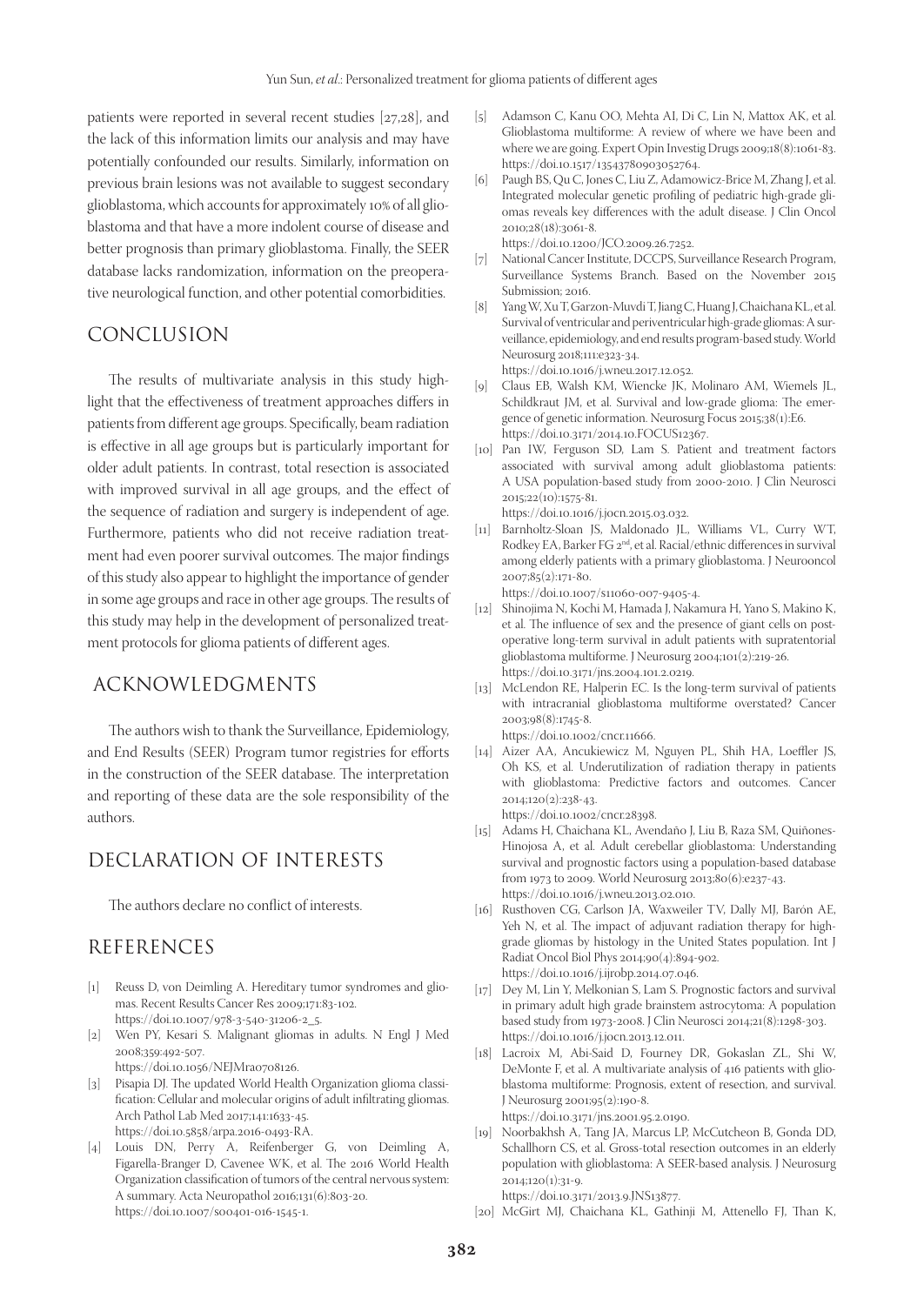patients were reported in several recent studies [27,28], and the lack of this information limits our analysis and may have potentially confounded our results. Similarly, information on previous brain lesions was not available to suggest secondary glioblastoma, which accounts for approximately 10% of all glioblastoma and that have a more indolent course of disease and better prognosis than primary glioblastoma. Finally, the SEER database lacks randomization, information on the preoperative neurological function, and other potential comorbidities.

## CONCLUSION

The results of multivariate analysis in this study highlight that the effectiveness of treatment approaches differs in patients from different age groups. Specifically, beam radiation is effective in all age groups but is particularly important for older adult patients. In contrast, total resection is associated with improved survival in all age groups, and the effect of the sequence of radiation and surgery is independent of age. Furthermore, patients who did not receive radiation treatment had even poorer survival outcomes. The major findings of this study also appear to highlight the importance of gender in some age groups and race in other age groups. The results of this study may help in the development of personalized treatment protocols for glioma patients of different ages.

## ACKNOWLEDGMENTS

The authors wish to thank the Surveillance, Epidemiology, and End Results (SEER) Program tumor registries for efforts in the construction of the SEER database. The interpretation and reporting of these data are the sole responsibility of the authors.

## DECLARATION OF INTERESTS

The authors declare no conflict of interests.

## REFERENCES

[1] Reuss D, von Deimling A. Hereditary tumor syndromes and gliomas. Recent Results Cancer Res 2009;171:83-102. https://doi.10.1007/978-3-540-31206-2_5.

[2] Wen PY, Kesari S. Malignant gliomas in adults. N Engl J Med 2008;359:492-507. https://doi.10.1056/NEJMra0708126.

[3] Pisapia DJ. The updated World Health Organization glioma classification: Cellular and molecular origins of adult infiltrating gliomas. Arch Pathol Lab Med 2017;141:1633-45. https://doi.10.5858/arpa.2016-0493-RA.

[4] Louis DN, Perry A, Reifenberger G, von Deimling A, Figarella-Branger D, Cavenee WK, et al. The 2016 World Health Organization classification of tumors of the central nervous system: A summary. Acta Neuropathol 2016;131(6):803-20. https://doi.10.1007/s00401-016-1545-1.

[5] Adamson C, Kanu OO, Mehta AI, Di C, Lin N, Mattox AK, et al. Glioblastoma multiforme: A review of where we have been and where we are going. Expert Opin Investig Drugs 2009;18(8):1061-83. https://doi.10.1517/13543780903052764.

[6] Paugh BS, Qu C, Jones C, Liu Z, Adamowicz-Brice M, Zhang J, et al. Integrated molecular genetic profiling of pediatric high-grade gliomas reveals key differences with the adult disease. J Clin Oncol 2010;28(18):3061-8. https://doi.10.1200/JCO.2009.26.7252.

[7] National Cancer Institute, DCCPS, Surveillance Research Program, Surveillance Systems Branch. Based on the November 2015 Submission; 2016.

[8] Yang W, Xu T, Garzon-Muvdi T, Jiang C, Huang J, Chaichana KL, et al. Survival of ventricular and periventricular high-grade gliomas: A surveillance, epidemiology, and end results program-based study. World Neurosurg 2018;111:e323-34. https://doi.10.1016/j.wneu.2017.12.052.

[9] Claus EB, Walsh KM, Wiencke JK, Molinaro AM, Wiemels JL, Schildkraut JM, et al. Survival and low-grade glioma: The emergence of genetic information. Neurosurg Focus 2015;38(1):E6. https://doi.10.3171/2014.10.FOCUS12367.

[10] Pan IW, Ferguson SD, Lam S. Patient and treatment factors associated with survival among adult glioblastoma patients: A USA population-based study from 2000-2010. J Clin Neurosci 2015;22(10):1575-81. https://doi.10.1016/j.jocn.2015.03.032.

[11] Barnholtz-Sloan JS, Maldonado JL, Williams VL, Curry WT, Rodkey EA, Barker FG 2nd, et al. Racial/ethnic differences in survival among elderly patients with a primary glioblastoma. J Neurooncol 2007;85(2):171-80. https://doi.10.1007/s11060-007-9405-4.

[12] Shinojima N, Kochi M, Hamada J, Nakamura H, Yano S, Makino K, et al. The influence of sex and the presence of giant cells on postoperative long-term survival in adult patients with supratentorial glioblastoma multiforme. J Neurosurg 2004;101(2):219-26. https://doi.10.3171/jns.2004.101.2.0219.

[13] McLendon RE, Halperin EC. Is the long-term survival of patients with intracranial glioblastoma multiforme overstated? Cancer 2003;98(8):1745-8. https://doi.10.1002/cncr.11666.

[14] Aizer AA, Ancukiewicz M, Nguyen PL, Shih HA, Loeffler JS, Oh KS, et al. Underutilization of radiation therapy in patients with glioblastoma: Predictive factors and outcomes. Cancer 2014;120(2):238-43. https://doi.10.1002/cncr.28398.

[15] Adams H, Chaichana KL, Avendaño J, Liu B, Raza SM, Quiñones-Hinojosa A, et al. Adult cerebellar glioblastoma: Understanding survival and prognostic factors using a population-based database from 1973 to 2009. World Neurosurg 2013;80(6):e237-43. https://doi.10.1016/j.wneu.2013.02.010.

[16] Rusthoven CG, Carlson JA, Waxweiler TV, Dally MJ, Barón AE, Yeh N, et al. The impact of adjuvant radiation therapy for high-grade gliomas by histology in the United States population. Int J Radiat Oncol Biol Phys 2014;90(4):894-902. https://doi.10.1016/j.ijrobp.2014.07.046.

[17] Dey M, Lin Y, Melkonian S, Lam S. Prognostic factors and survival in primary adult high grade brainstem astrocytoma: A population based study from 1973-2008. J Clin Neurosci 2014;21(8):1298-303. https://doi.10.1016/j.jocn.2013.12.011.

[18] Lacroix M, Abi-Said D, Fourney DR, Gokaslan ZL, Shi W, DeMonte F, et al. A multivariate analysis of 416 patients with glioblastoma multiforme: Prognosis, extent of resection, and survival. J Neurosurg 2001;95(2):190-8. https://doi.10.3171/jns.2001.95.2.0190.

[19] Noorbakhsh A, Tang JA, Marcus LP, McCutcheon B, Gonda DD, Schallhorn CS, et al. Gross-total resection outcomes in an elderly population with glioblastoma: A SEER-based analysis. J Neurosurg 2014;120(1):31-9. https://doi.10.3171/2013.9.JNS13877.

[20] McGirt MJ, Chaichana KL, Gathinji M, Attenello FJ, Than K,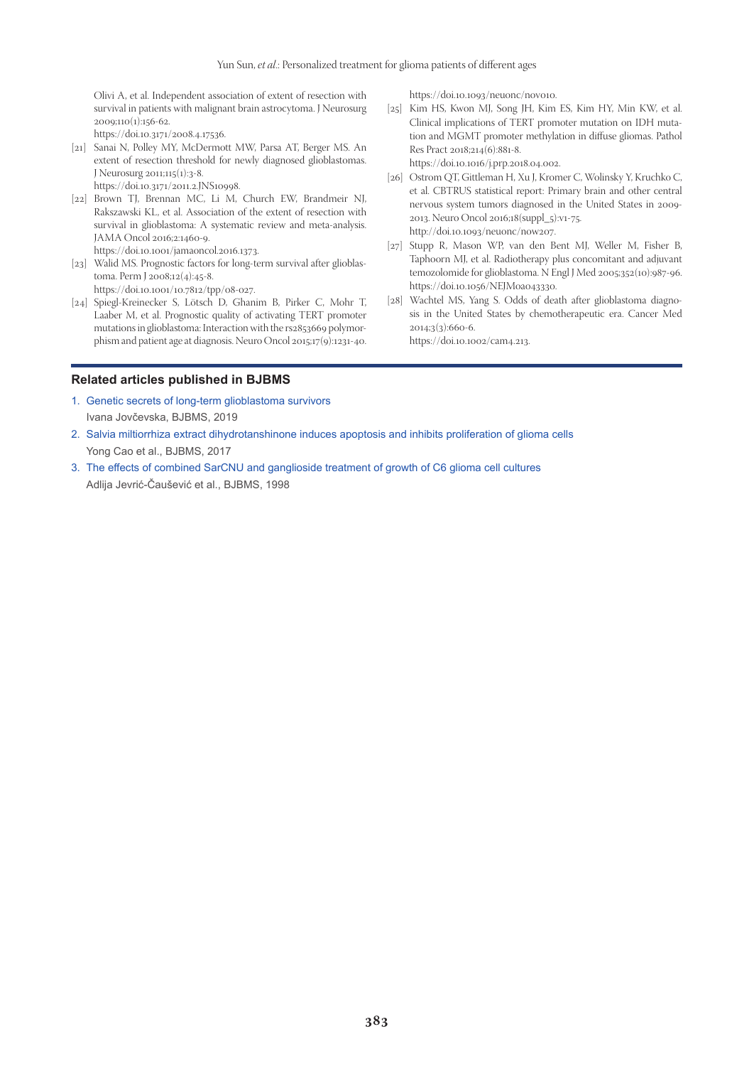Olivi A, et al. Independent association of extent of resection with survival in patients with malignant brain astrocytoma. J Neurosurg 2009;110(1):156-62.
https://doi.org/10.3171/2008.4.17536.

[21] Sanai N, Polley MY, McDermott MW, Parsa AT, Berger MS. An extent of resection threshold for newly diagnosed glioblastomas. J Neurosurg 2011;115(1):3-8.
https://doi.org/10.3171/2011.2.JNS10998.

[22] Brown TJ, Brennan MC, Li M, Church EW, Brandmeir NJ, Rakszawski KL, et al. Association of the extent of resection with survival in glioblastoma: A systematic review and meta-analysis. JAMA Oncol 2016;2:1460-9.
https://doi.org/10.1001/jamaoncol.2016.1373.

[23] Walid MS. Prognostic factors for long-term survival after glioblastoma. Perm J 2008;12(4):45-8.
https://doi.org/10.1001/10.7812/tpp/08-027.

[24] Spiegl-Kreinecker S, Lötsch D, Ghanim B, Pirker C, Mohr T, Laaber M, et al. Prognostic quality of activating TERT promoter mutations in glioblastoma: Interaction with the rs2853669 polymorphism and patient age at diagnosis. Neuro Oncol 2015;17(9):1231-40.
https://doi.org/10.1093/neuonc/nov010.

[25] Kim HS, Kwon MJ, Song JH, Kim ES, Kim HY, Min KW, et al. Clinical implications of TERT promoter mutation on IDH mutation and MGMT promoter methylation in diffuse gliomas. Pathol Res Pract 2018;214(6):881-8.
https://doi.org/10.1016/j.prp.2018.04.002.

[26] Ostrom QT, Gittleman H, Xu J, Kromer C, Wolinsky Y, Kruchko C, et al. CBTRUS statistical report: Primary brain and other central nervous system tumors diagnosed in the United States in 2009-2013. Neuro Oncol 2016;18(suppl_5):v1-75.
http://doi.10.1093/neuonc/now207.

[27] Stupp R, Mason WP, van den Bent MJ, Weller M, Fisher B, Taphoorn MJ, et al. Radiotherapy plus concomitant and adjuvant temozolomide for glioblastoma. N Engl J Med 2005;352(10):987-96.
https://doi.10.1056/NEJMoa043330.

[28] Wachtel MS, Yang S. Odds of death after glioblastoma diagnosis in the United States by chemotherapeutic era. Cancer Med 2014;3(3):660-6.
https://doi.10.1002/cam4.213.

## Related articles published in BJBMS

1. Genetic secrets of long-term glioblastoma survivors
   Ivana Jovčevska, BJBMS, 2019
2. Salvia miltiorrhiza extract dihydrotanshinone induces apoptosis and inhibits proliferation of glioma cells
   Yong Cao et al., BJBMS, 2017
3. The effects of combined SarCNU and ganglioside treatment of growth of C6 glioma cell cultures
   Adlija Jevrić-Čaušević et al., BJBMS, 1998